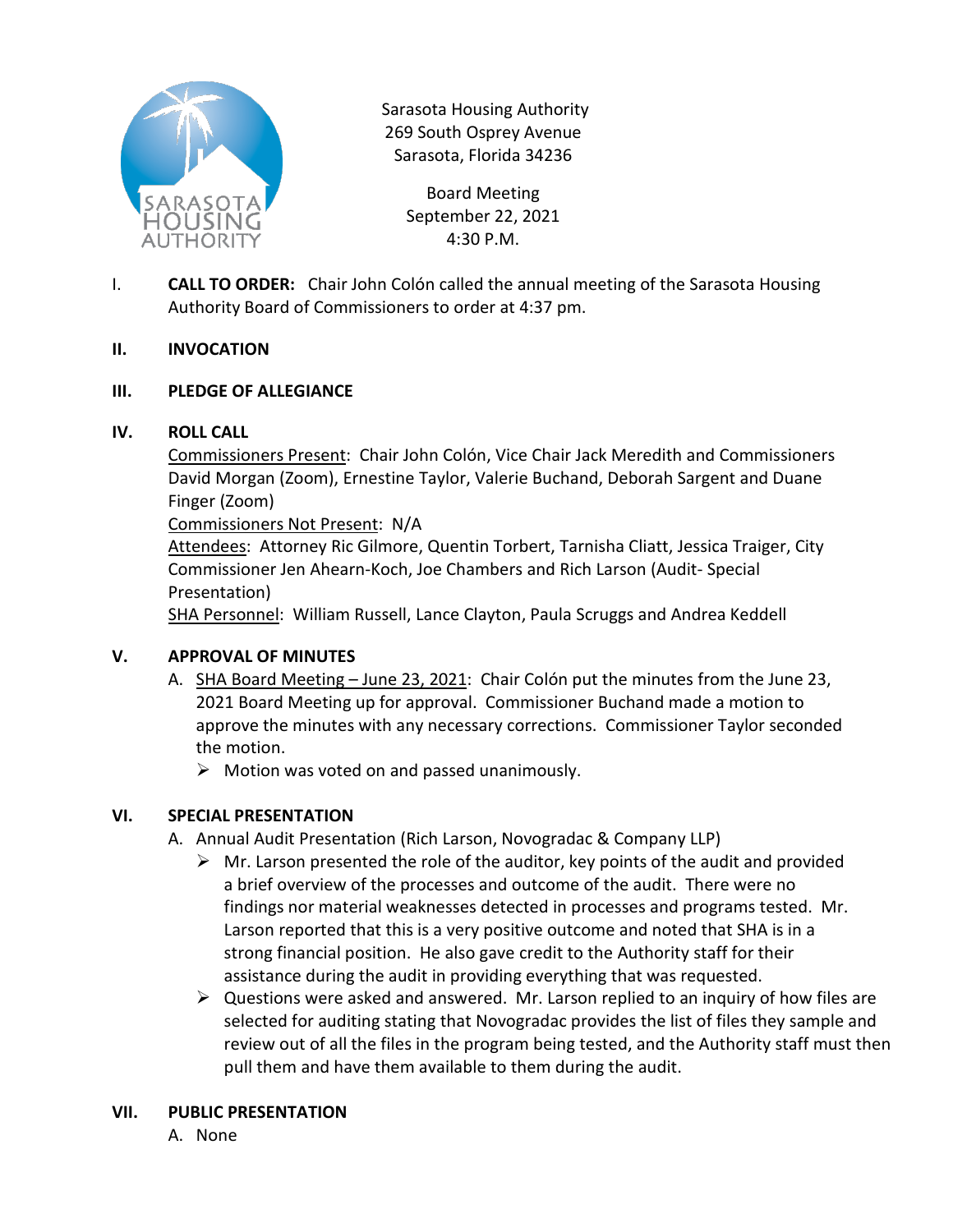Sarasota Housing Authority
269 South Osprey Avenue
Sarasota, Florida 34236

Board Meeting
September 22, 2021
4:30 P.M.

I. **CALL TO ORDER:** Chair John Colón called the annual meeting of the Sarasota Housing Authority Board of Commissioners to order at 4:37 pm.

## II. INVOCATION

## III. PLEDGE OF ALLEGIANCE

## IV. ROLL CALL

Commissioners Present: Chair John Colón, Vice Chair Jack Meredith and Commissioners David Morgan (Zoom), Ernestine Taylor, Valerie Buchand, Deborah Sargent and Duane Finger (Zoom)

Commissioners Not Present: N/A

Attendees: Attorney Ric Gilmore, Quentin Torbert, Tarnisha Cliatt, Jessica Traiger, City Commissioner Jen Ahearn-Koch, Joe Chambers and Rich Larson (Audit- Special Presentation)

SHA Personnel: William Russell, Lance Clayton, Paula Scruggs and Andrea Keddell

## V. APPROVAL OF MINUTES

A. SHA Board Meeting – June 23, 2021: Chair Colón put the minutes from the June 23, 2021 Board Meeting up for approval. Commissioner Buchand made a motion to approve the minutes with any necessary corrections. Commissioner Taylor seconded the motion.
   - Motion was voted on and passed unanimously.

## VI. SPECIAL PRESENTATION

A. Annual Audit Presentation (Rich Larson, Novogradac & Company LLP)
   - Mr. Larson presented the role of the auditor, key points of the audit and provided a brief overview of the processes and outcome of the audit. There were no findings nor material weaknesses detected in processes and programs tested. Mr. Larson reported that this is a very positive outcome and noted that SHA is in a strong financial position. He also gave credit to the Authority staff for their assistance during the audit in providing everything that was requested.
   - Questions were asked and answered. Mr. Larson replied to an inquiry of how files are selected for auditing stating that Novogradac provides the list of files they sample and review out of all the files in the program being tested, and the Authority staff must then pull them and have them available to them during the audit.

## VII. PUBLIC PRESENTATION

A. None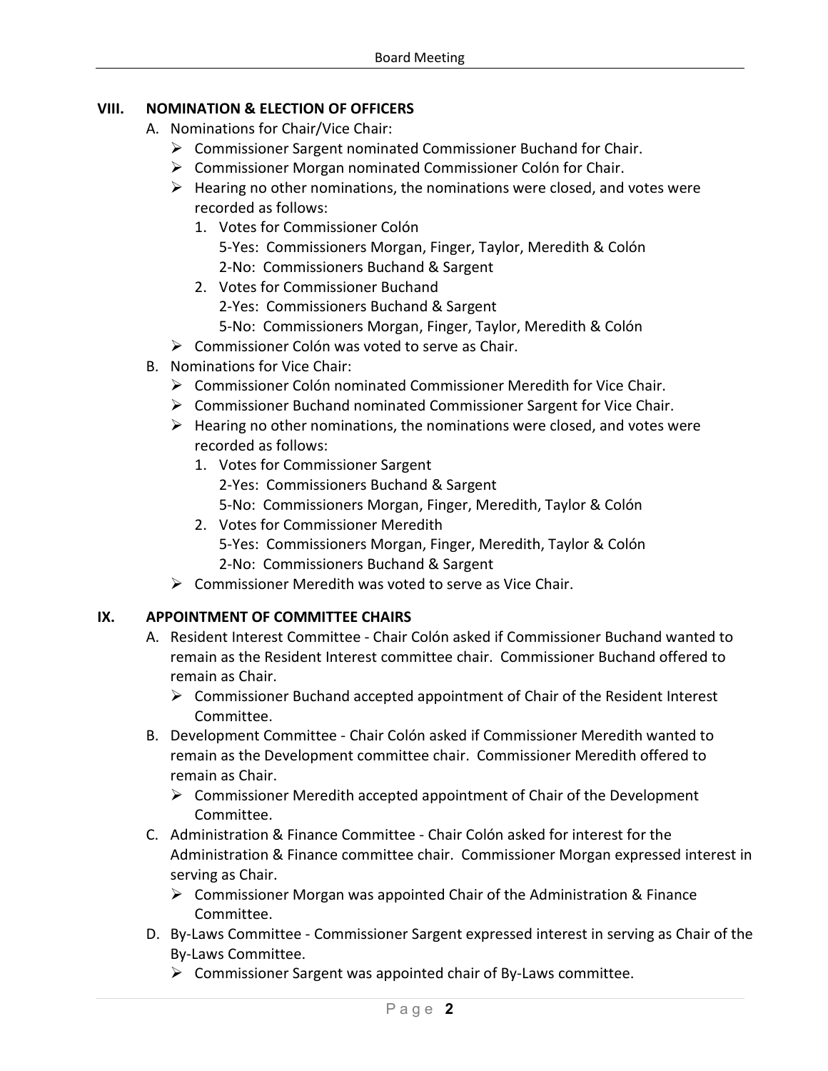## VIII. NOMINATION & ELECTION OF OFFICERS

A. Nominations for Chair/Vice Chair:
   - Commissioner Sargent nominated Commissioner Buchand for Chair.
   - Commissioner Morgan nominated Commissioner Colón for Chair.
   - Hearing no other nominations, the nominations were closed, and votes were recorded as follows:
     1. Votes for Commissioner Colón
        5-Yes: Commissioners Morgan, Finger, Taylor, Meredith & Colón
        2-No: Commissioners Buchand & Sargent
     2. Votes for Commissioner Buchand
        2-Yes: Commissioners Buchand & Sargent
        5-No: Commissioners Morgan, Finger, Taylor, Meredith & Colón
   - Commissioner Colón was voted to serve as Chair.

B. Nominations for Vice Chair:
   - Commissioner Colón nominated Commissioner Meredith for Vice Chair.
   - Commissioner Buchand nominated Commissioner Sargent for Vice Chair.
   - Hearing no other nominations, the nominations were closed, and votes were recorded as follows:
     1. Votes for Commissioner Sargent
        2-Yes: Commissioners Buchand & Sargent
        5-No: Commissioners Morgan, Finger, Meredith, Taylor & Colón
     2. Votes for Commissioner Meredith
        5-Yes: Commissioners Morgan, Finger, Meredith, Taylor & Colón
        2-No: Commissioners Buchand & Sargent
   - Commissioner Meredith was voted to serve as Vice Chair.

## IX. APPOINTMENT OF COMMITTEE CHAIRS

A. Resident Interest Committee - Chair Colón asked if Commissioner Buchand wanted to remain as the Resident Interest committee chair. Commissioner Buchand offered to remain as Chair.
   - Commissioner Buchand accepted appointment of Chair of the Resident Interest Committee.

B. Development Committee - Chair Colón asked if Commissioner Meredith wanted to remain as the Development committee chair. Commissioner Meredith offered to remain as Chair.
   - Commissioner Meredith accepted appointment of Chair of the Development Committee.

C. Administration & Finance Committee - Chair Colón asked for interest for the Administration & Finance committee chair. Commissioner Morgan expressed interest in serving as Chair.
   - Commissioner Morgan was appointed Chair of the Administration & Finance Committee.

D. By-Laws Committee - Commissioner Sargent expressed interest in serving as Chair of the By-Laws Committee.
   - Commissioner Sargent was appointed chair of By-Laws committee.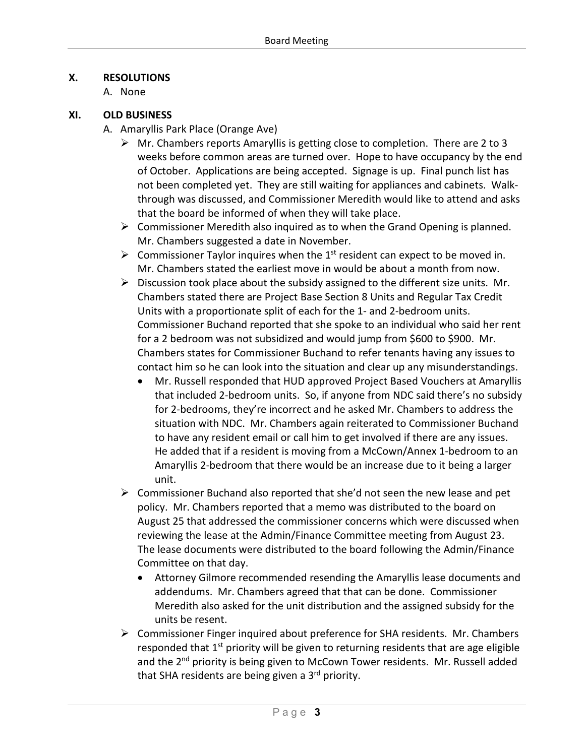## X. RESOLUTIONS

A. None

## XI. OLD BUSINESS

A. Amaryllis Park Place (Orange Ave)

- Mr. Chambers reports Amaryllis is getting close to completion. There are 2 to 3 weeks before common areas are turned over. Hope to have occupancy by the end of October. Applications are being accepted. Signage is up. Final punch list has not been completed yet. They are still waiting for appliances and cabinets. Walk-through was discussed, and Commissioner Meredith would like to attend and asks that the board be informed of when they will take place.
- Commissioner Meredith also inquired as to when the Grand Opening is planned. Mr. Chambers suggested a date in November.
- Commissioner Taylor inquires when the 1st resident can expect to be moved in. Mr. Chambers stated the earliest move in would be about a month from now.
- Discussion took place about the subsidy assigned to the different size units. Mr. Chambers stated there are Project Base Section 8 Units and Regular Tax Credit Units with a proportionate split of each for the 1- and 2-bedroom units. Commissioner Buchand reported that she spoke to an individual who said her rent for a 2 bedroom was not subsidized and would jump from $600 to $900. Mr. Chambers states for Commissioner Buchand to refer tenants having any issues to contact him so he can look into the situation and clear up any misunderstandings.
  - Mr. Russell responded that HUD approved Project Based Vouchers at Amaryllis that included 2-bedroom units. So, if anyone from NDC said there's no subsidy for 2-bedrooms, they're incorrect and he asked Mr. Chambers to address the situation with NDC. Mr. Chambers again reiterated to Commissioner Buchand to have any resident email or call him to get involved if there are any issues. He added that if a resident is moving from a McCown/Annex 1-bedroom to an Amaryllis 2-bedroom that there would be an increase due to it being a larger unit.
- Commissioner Buchand also reported that she'd not seen the new lease and pet policy. Mr. Chambers reported that a memo was distributed to the board on August 25 that addressed the commissioner concerns which were discussed when reviewing the lease at the Admin/Finance Committee meeting from August 23. The lease documents were distributed to the board following the Admin/Finance Committee on that day.
  - Attorney Gilmore recommended resending the Amaryllis lease documents and addendums. Mr. Chambers agreed that that can be done. Commissioner Meredith also asked for the unit distribution and the assigned subsidy for the units be resent.
- Commissioner Finger inquired about preference for SHA residents. Mr. Chambers responded that 1st priority will be given to returning residents that are age eligible and the 2nd priority is being given to McCown Tower residents. Mr. Russell added that SHA residents are being given a 3rd priority.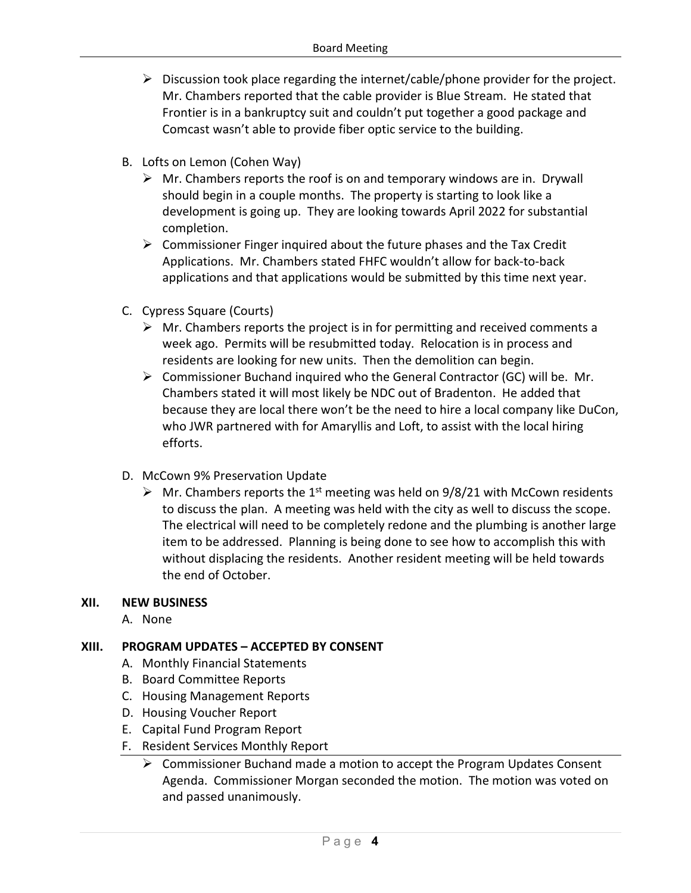- Discussion took place regarding the internet/cable/phone provider for the project. Mr. Chambers reported that the cable provider is Blue Stream. He stated that Frontier is in a bankruptcy suit and couldn't put together a good package and Comcast wasn't able to provide fiber optic service to the building.

B. Lofts on Lemon (Cohen Way)
   - Mr. Chambers reports the roof is on and temporary windows are in. Drywall should begin in a couple months. The property is starting to look like a development is going up. They are looking towards April 2022 for substantial completion.
   - Commissioner Finger inquired about the future phases and the Tax Credit Applications. Mr. Chambers stated FHFC wouldn't allow for back-to-back applications and that applications would be submitted by this time next year.

C. Cypress Square (Courts)
   - Mr. Chambers reports the project is in for permitting and received comments a week ago. Permits will be resubmitted today. Relocation is in process and residents are looking for new units. Then the demolition can begin.
   - Commissioner Buchand inquired who the General Contractor (GC) will be. Mr. Chambers stated it will most likely be NDC out of Bradenton. He added that because they are local there won't be the need to hire a local company like DuCon, who JWR partnered with for Amaryllis and Loft, to assist with the local hiring efforts.

D. McCown 9% Preservation Update
   - Mr. Chambers reports the 1st meeting was held on 9/8/21 with McCown residents to discuss the plan. A meeting was held with the city as well to discuss the scope. The electrical will need to be completely redone and the plumbing is another large item to be addressed. Planning is being done to see how to accomplish this with without displacing the residents. Another resident meeting will be held towards the end of October.

## XII. NEW BUSINESS

A. None

## XIII. PROGRAM UPDATES – ACCEPTED BY CONSENT

A. Monthly Financial Statements
B. Board Committee Reports
C. Housing Management Reports
D. Housing Voucher Report
E. Capital Fund Program Report
F. Resident Services Monthly Report
   - Commissioner Buchand made a motion to accept the Program Updates Consent Agenda. Commissioner Morgan seconded the motion. The motion was voted on and passed unanimously.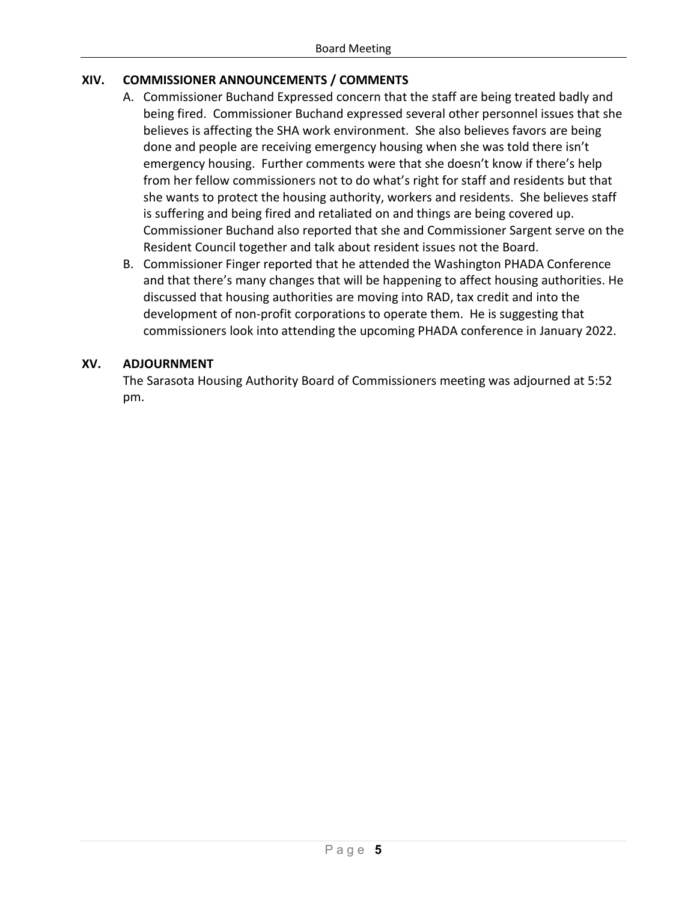## XIV. COMMISSIONER ANNOUNCEMENTS / COMMENTS

A. Commissioner Buchand Expressed concern that the staff are being treated badly and being fired. Commissioner Buchand expressed several other personnel issues that she believes is affecting the SHA work environment. She also believes favors are being done and people are receiving emergency housing when she was told there isn't emergency housing. Further comments were that she doesn't know if there's help from her fellow commissioners not to do what's right for staff and residents but that she wants to protect the housing authority, workers and residents. She believes staff is suffering and being fired and retaliated on and things are being covered up. Commissioner Buchand also reported that she and Commissioner Sargent serve on the Resident Council together and talk about resident issues not the Board.

B. Commissioner Finger reported that he attended the Washington PHADA Conference and that there's many changes that will be happening to affect housing authorities. He discussed that housing authorities are moving into RAD, tax credit and into the development of non-profit corporations to operate them. He is suggesting that commissioners look into attending the upcoming PHADA conference in January 2022.

## XV. ADJOURNMENT

The Sarasota Housing Authority Board of Commissioners meeting was adjourned at 5:52 pm.